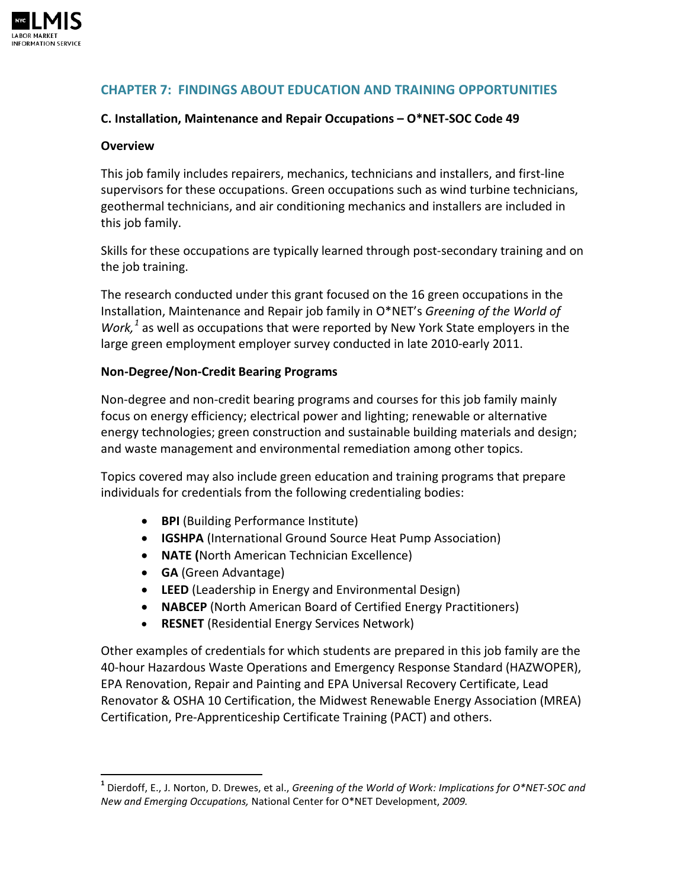## CHAPTER 7: FINDINGS ABOUT EDUCATION AND TRAINING OPPORTUNITIES

### C. Installation, Maintenance and Repair Occupations – O*NET-SOC Code 49

#### Overview

This job family includes repairers, mechanics, technicians and installers, and first-line supervisors for these occupations. Green occupations such as wind turbine technicians, geothermal technicians, and air conditioning mechanics and installers are included in this job family.

Skills for these occupations are typically learned through post-secondary training and on the job training.

The research conducted under this grant focused on the 16 green occupations in the Installation, Maintenance and Repair job family in O*NET's *Greening of the World of Work,*[1] as well as occupations that were reported by New York State employers in the large green employment employer survey conducted in late 2010-early 2011.

#### Non-Degree/Non-Credit Bearing Programs

Non-degree and non-credit bearing programs and courses for this job family mainly focus on energy efficiency; electrical power and lighting; renewable or alternative energy technologies; green construction and sustainable building materials and design; and waste management and environmental remediation among other topics.

Topics covered may also include green education and training programs that prepare individuals for credentials from the following credentialing bodies:

- **BPI** (Building Performance Institute)
- **IGSHPA** (International Ground Source Heat Pump Association)
- **NATE (**North American Technician Excellence)
- **GA** (Green Advantage)
- **LEED** (Leadership in Energy and Environmental Design)
- **NABCEP** (North American Board of Certified Energy Practitioners)
- **RESNET** (Residential Energy Services Network)

Other examples of credentials for which students are prepared in this job family are the 40-hour Hazardous Waste Operations and Emergency Response Standard (HAZWOPER), EPA Renovation, Repair and Painting and EPA Universal Recovery Certificate, Lead Renovator & OSHA 10 Certification, the Midwest Renewable Energy Association (MREA) Certification, Pre-Apprenticeship Certificate Training (PACT) and others.

---

[1] Dierdoff, E., J. Norton, D. Drewes, et al., *Greening of the World of Work: Implications for O*NET-SOC and New and Emerging Occupations,* National Center for O*NET Development, *2009.*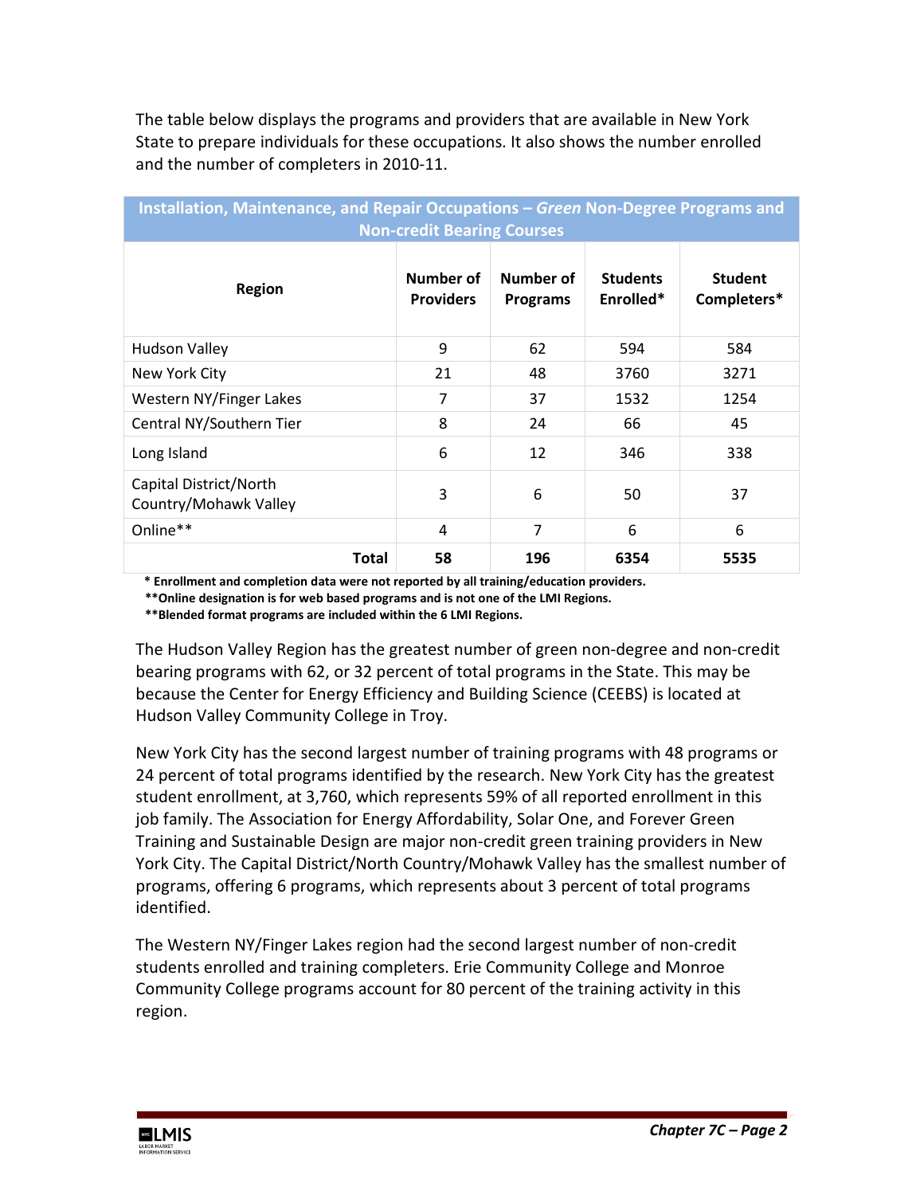The table below displays the programs and providers that are available in New York State to prepare individuals for these occupations. It also shows the number enrolled and the number of completers in 2010-11.

| Installation, Maintenance, and Repair Occupations – *Green* Non-Degree Programs and Non-credit Bearing Courses | | | | |
|---|---|---|---|---|
| **Region** | **Number of Providers** | **Number of Programs** | **Students Enrolled*** | **Student Completers*** |
| Hudson Valley | 9 | 62 | 594 | 584 |
| New York City | 21 | 48 | 3760 | 3271 |
| Western NY/Finger Lakes | 7 | 37 | 1532 | 1254 |
| Central NY/Southern Tier | 8 | 24 | 66 | 45 |
| Long Island | 6 | 12 | 346 | 338 |
| Capital District/North Country/Mohawk Valley | 3 | 6 | 50 | 37 |
| Online** | 4 | 7 | 6 | 6 |
| **Total** | **58** | **196** | **6354** | **5535** |

**\* Enrollment and completion data were not reported by all training/education providers.**
**\*\*Online designation is for web based programs and is not one of the LMI Regions.**
**\*\*Blended format programs are included within the 6 LMI Regions.**

The Hudson Valley Region has the greatest number of green non-degree and non-credit bearing programs with 62, or 32 percent of total programs in the State. This may be because the Center for Energy Efficiency and Building Science (CEEBS) is located at Hudson Valley Community College in Troy.

New York City has the second largest number of training programs with 48 programs or 24 percent of total programs identified by the research. New York City has the greatest student enrollment, at 3,760, which represents 59% of all reported enrollment in this job family. The Association for Energy Affordability, Solar One, and Forever Green Training and Sustainable Design are major non-credit green training providers in New York City. The Capital District/North Country/Mohawk Valley has the smallest number of programs, offering 6 programs, which represents about 3 percent of total programs identified.

The Western NY/Finger Lakes region had the second largest number of non-credit students enrolled and training completers. Erie Community College and Monroe Community College programs account for 80 percent of the training activity in this region.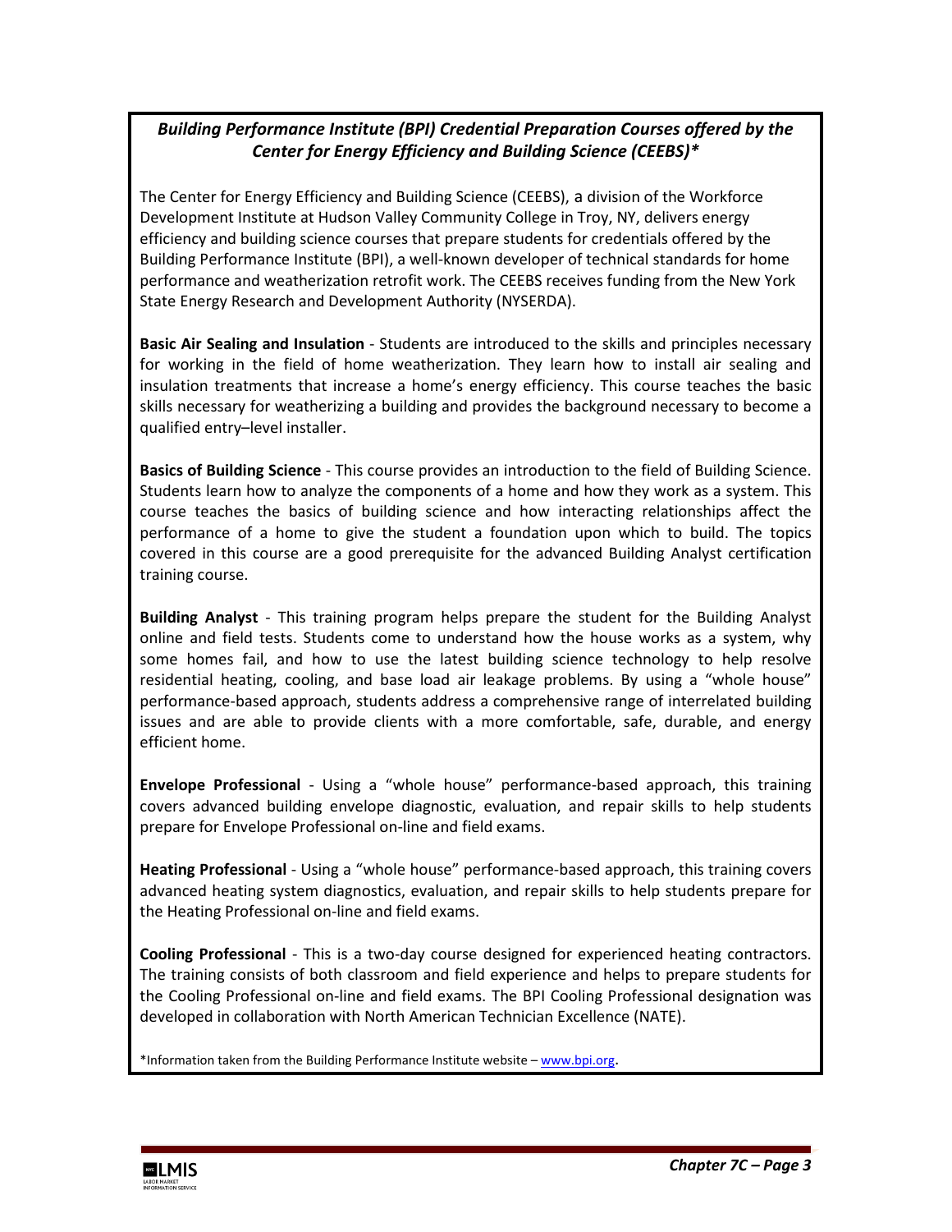### *Building Performance Institute (BPI) Credential Preparation Courses offered by the Center for Energy Efficiency and Building Science (CEEBS)**

The Center for Energy Efficiency and Building Science (CEEBS), a division of the Workforce Development Institute at Hudson Valley Community College in Troy, NY, delivers energy efficiency and building science courses that prepare students for credentials offered by the Building Performance Institute (BPI), a well-known developer of technical standards for home performance and weatherization retrofit work. The CEEBS receives funding from the New York State Energy Research and Development Authority (NYSERDA).

**Basic Air Sealing and Insulation** - Students are introduced to the skills and principles necessary for working in the field of home weatherization. They learn how to install air sealing and insulation treatments that increase a home's energy efficiency. This course teaches the basic skills necessary for weatherizing a building and provides the background necessary to become a qualified entry–level installer.

**Basics of Building Science** - This course provides an introduction to the field of Building Science. Students learn how to analyze the components of a home and how they work as a system. This course teaches the basics of building science and how interacting relationships affect the performance of a home to give the student a foundation upon which to build. The topics covered in this course are a good prerequisite for the advanced Building Analyst certification training course.

**Building Analyst** - This training program helps prepare the student for the Building Analyst online and field tests. Students come to understand how the house works as a system, why some homes fail, and how to use the latest building science technology to help resolve residential heating, cooling, and base load air leakage problems. By using a "whole house" performance-based approach, students address a comprehensive range of interrelated building issues and are able to provide clients with a more comfortable, safe, durable, and energy efficient home.

**Envelope Professional** - Using a "whole house" performance-based approach, this training covers advanced building envelope diagnostic, evaluation, and repair skills to help students prepare for Envelope Professional on-line and field exams.

**Heating Professional** - Using a "whole house" performance-based approach, this training covers advanced heating system diagnostics, evaluation, and repair skills to help students prepare for the Heating Professional on-line and field exams.

**Cooling Professional** - This is a two-day course designed for experienced heating contractors. The training consists of both classroom and field experience and helps to prepare students for the Cooling Professional on-line and field exams. The BPI Cooling Professional designation was developed in collaboration with North American Technician Excellence (NATE).

*Information taken from the Building Performance Institute website – www.bpi.org.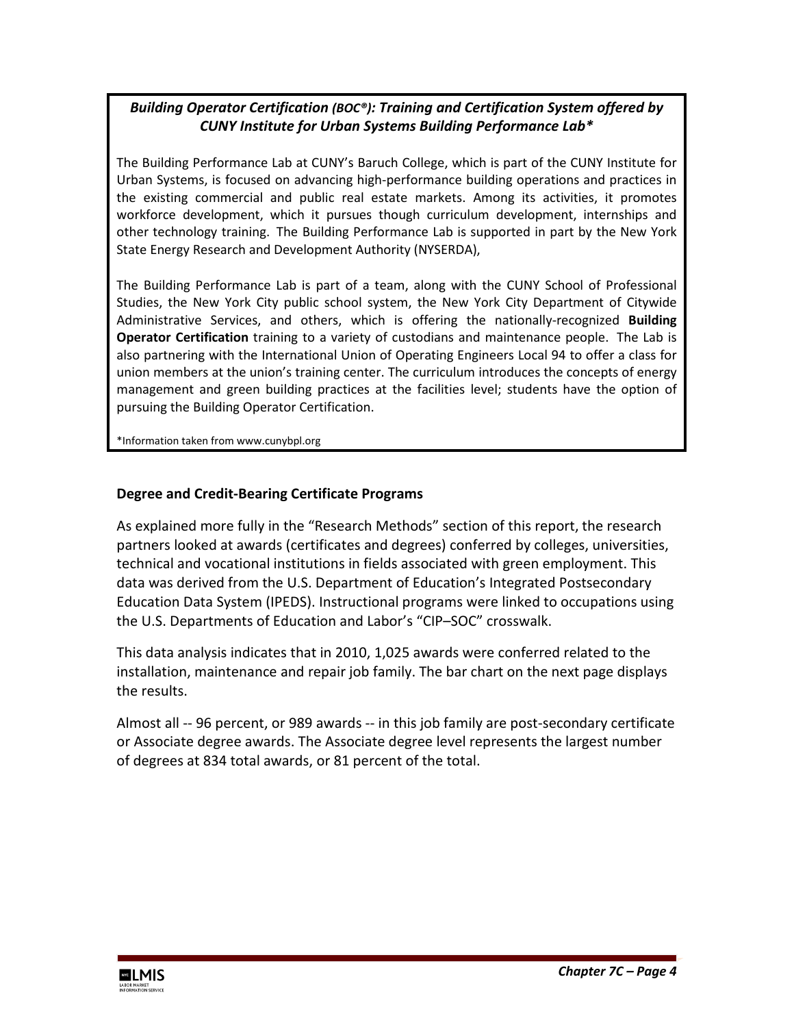***Building Operator Certification (BOC®): Training and Certification System offered by CUNY Institute for Urban Systems Building Performance Lab****

The Building Performance Lab at CUNY's Baruch College, which is part of the CUNY Institute for Urban Systems, is focused on advancing high-performance building operations and practices in the existing commercial and public real estate markets. Among its activities, it promotes workforce development, which it pursues though curriculum development, internships and other technology training. The Building Performance Lab is supported in part by the New York State Energy Research and Development Authority (NYSERDA),

The Building Performance Lab is part of a team, along with the CUNY School of Professional Studies, the New York City public school system, the New York City Department of Citywide Administrative Services, and others, which is offering the nationally-recognized **Building Operator Certification** training to a variety of custodians and maintenance people. The Lab is also partnering with the International Union of Operating Engineers Local 94 to offer a class for union members at the union's training center. The curriculum introduces the concepts of energy management and green building practices at the facilities level; students have the option of pursuing the Building Operator Certification.

*Information taken from www.cunybpl.org

### Degree and Credit-Bearing Certificate Programs

As explained more fully in the "Research Methods" section of this report, the research partners looked at awards (certificates and degrees) conferred by colleges, universities, technical and vocational institutions in fields associated with green employment. This data was derived from the U.S. Department of Education's Integrated Postsecondary Education Data System (IPEDS). Instructional programs were linked to occupations using the U.S. Departments of Education and Labor's "CIP–SOC" crosswalk.

This data analysis indicates that in 2010, 1,025 awards were conferred related to the installation, maintenance and repair job family. The bar chart on the next page displays the results.

Almost all -- 96 percent, or 989 awards -- in this job family are post-secondary certificate or Associate degree awards. The Associate degree level represents the largest number of degrees at 834 total awards, or 81 percent of the total.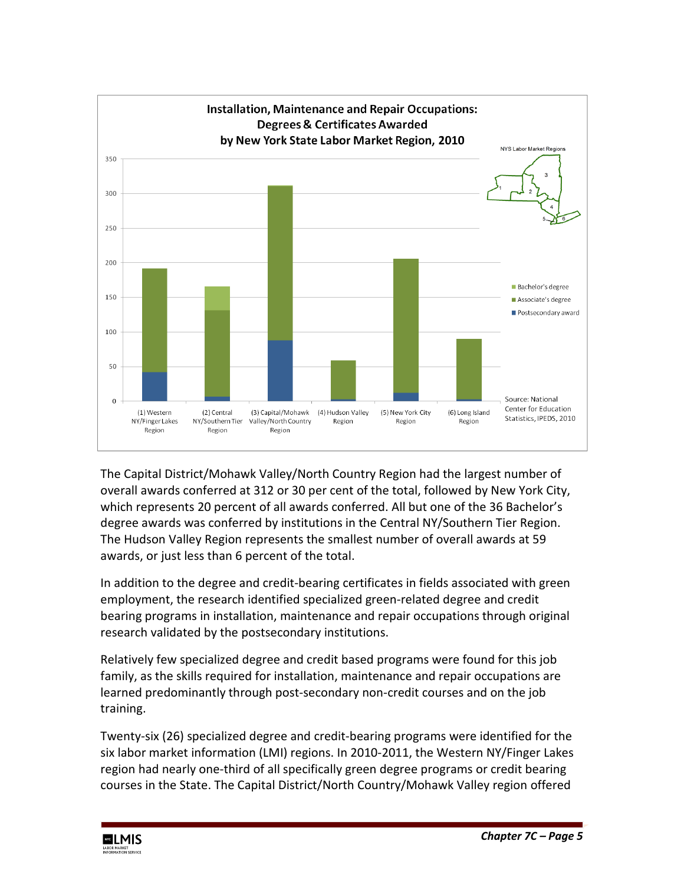**Installation, Maintenance and Repair Occupations: Degrees & Certificates Awarded by New York State Labor Market Region, 2010**

NYS Labor Market Regions

- Bachelor's degree
- Associate's degree
- Postsecondary award

(1) Western NY/Finger Lakes Region | (2) Central NY/Southern Tier Region | (3) Capital/Mohawk Valley/North Country Region | (4) Hudson Valley Region | (5) New York City Region | (6) Long Island Region

Source: National Center for Education Statistics, IPEDS, 2010

The Capital District/Mohawk Valley/North Country Region had the largest number of overall awards conferred at 312 or 30 per cent of the total, followed by New York City, which represents 20 percent of all awards conferred. All but one of the 36 Bachelor's degree awards was conferred by institutions in the Central NY/Southern Tier Region. The Hudson Valley Region represents the smallest number of overall awards at 59 awards, or just less than 6 percent of the total.

In addition to the degree and credit-bearing certificates in fields associated with green employment, the research identified specialized green-related degree and credit bearing programs in installation, maintenance and repair occupations through original research validated by the postsecondary institutions.

Relatively few specialized degree and credit based programs were found for this job family, as the skills required for installation, maintenance and repair occupations are learned predominantly through post-secondary non-credit courses and on the job training.

Twenty-six (26) specialized degree and credit-bearing programs were identified for the six labor market information (LMI) regions. In 2010-2011, the Western NY/Finger Lakes region had nearly one-third of all specifically green degree programs or credit bearing courses in the State. The Capital District/North Country/Mohawk Valley region offered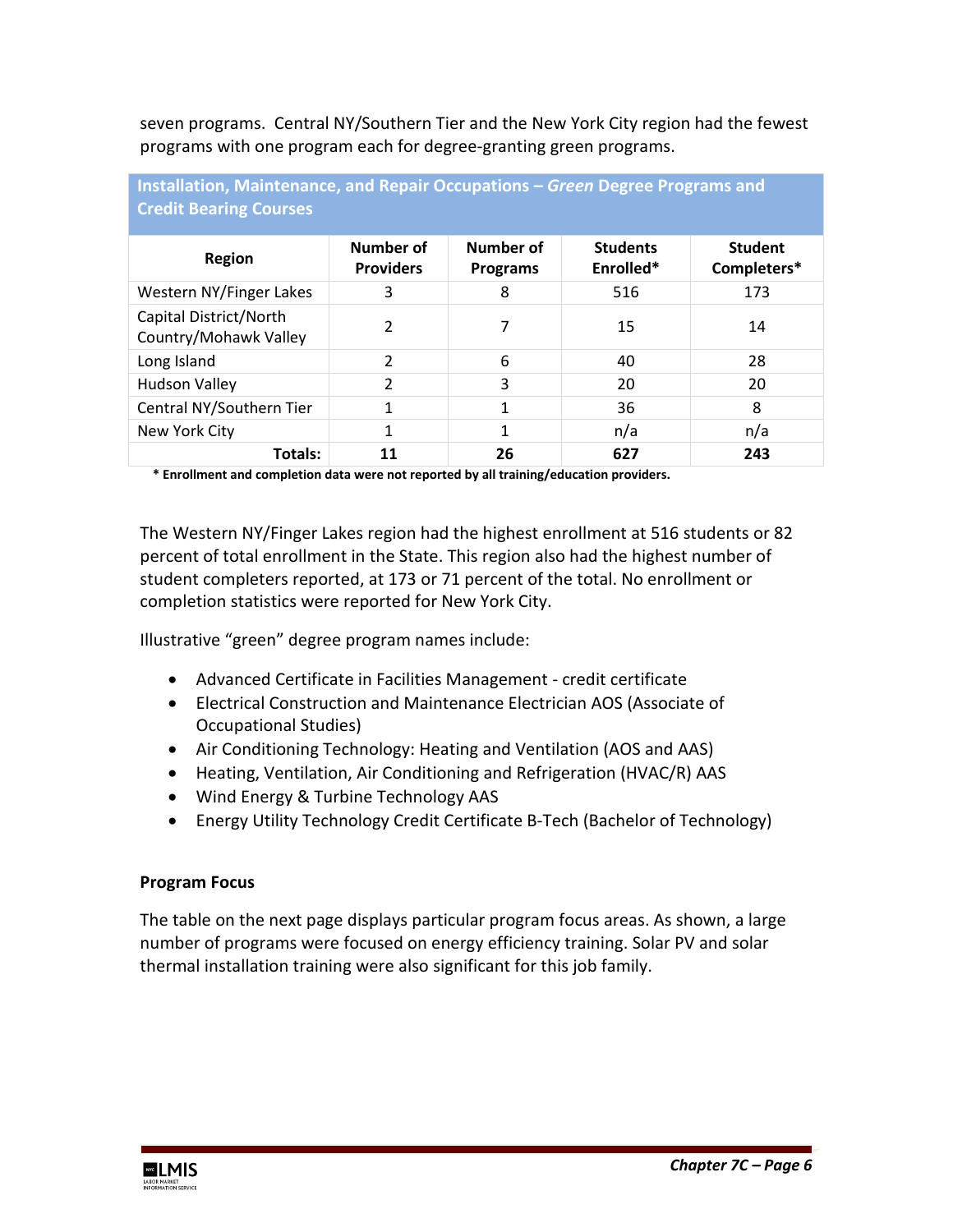seven programs. Central NY/Southern Tier and the New York City region had the fewest programs with one program each for degree-granting green programs.

**Installation, Maintenance, and Repair Occupations – *Green* Degree Programs and Credit Bearing Courses**

| Region | Number of Providers | Number of Programs | Students Enrolled* | Student Completers* |
|---|---|---|---|---|
| Western NY/Finger Lakes | 3 | 8 | 516 | 173 |
| Capital District/North Country/Mohawk Valley | 2 | 7 | 15 | 14 |
| Long Island | 2 | 6 | 40 | 28 |
| Hudson Valley | 2 | 3 | 20 | 20 |
| Central NY/Southern Tier | 1 | 1 | 36 | 8 |
| New York City | 1 | 1 | n/a | n/a |
| **Totals:** | **11** | **26** | **627** | **243** |

**\* Enrollment and completion data were not reported by all training/education providers.**

The Western NY/Finger Lakes region had the highest enrollment at 516 students or 82 percent of total enrollment in the State. This region also had the highest number of student completers reported, at 173 or 71 percent of the total. No enrollment or completion statistics were reported for New York City.

Illustrative "green" degree program names include:

- Advanced Certificate in Facilities Management - credit certificate
- Electrical Construction and Maintenance Electrician AOS (Associate of Occupational Studies)
- Air Conditioning Technology: Heating and Ventilation (AOS and AAS)
- Heating, Ventilation, Air Conditioning and Refrigeration (HVAC/R) AAS
- Wind Energy & Turbine Technology AAS
- Energy Utility Technology Credit Certificate B-Tech (Bachelor of Technology)

**Program Focus**

The table on the next page displays particular program focus areas. As shown, a large number of programs were focused on energy efficiency training. Solar PV and solar thermal installation training were also significant for this job family.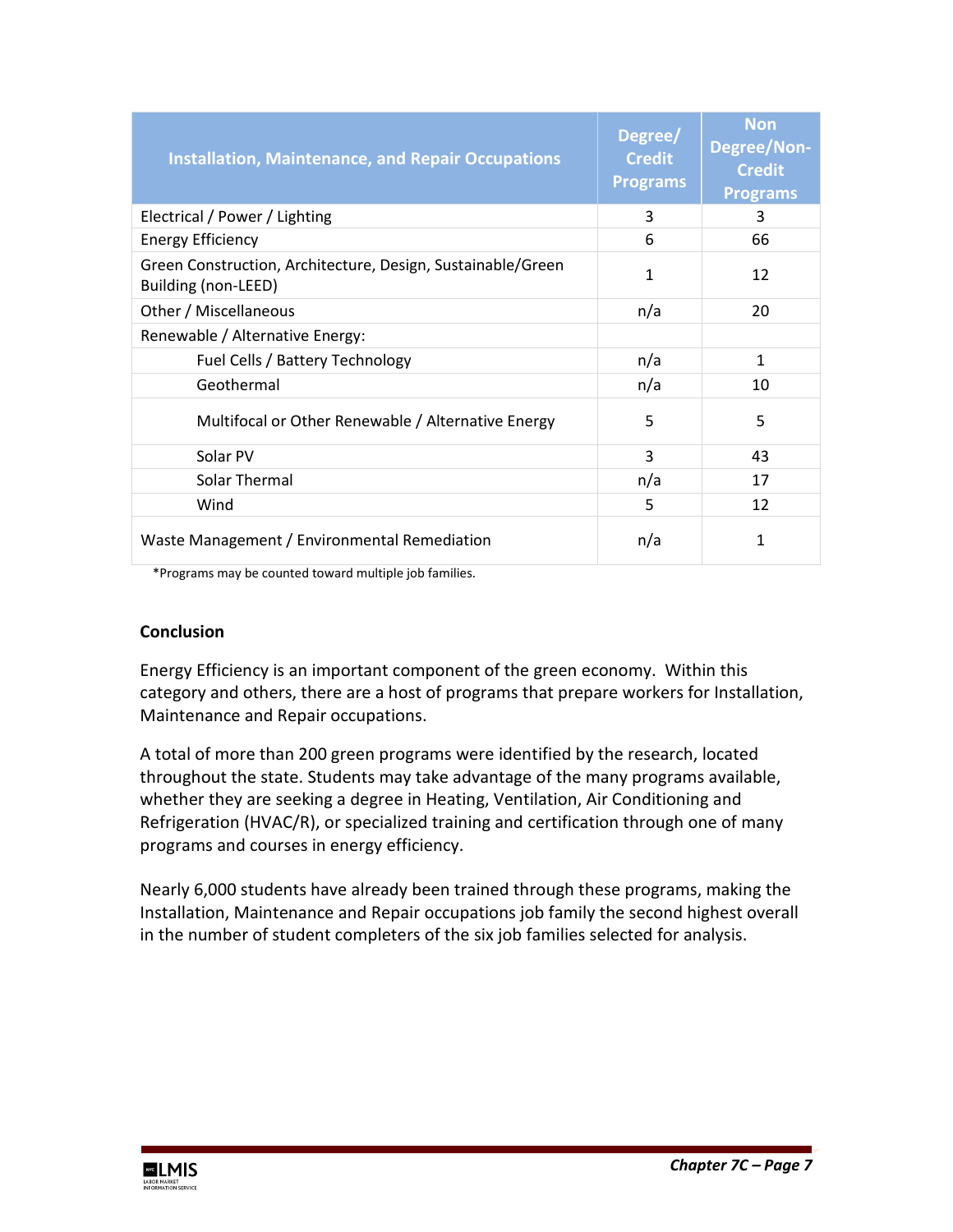| Installation, Maintenance, and Repair Occupations | Degree/ Credit Programs | Non Degree/Non-Credit Programs |
|---|---|---|
| Electrical / Power / Lighting | 3 | 3 |
| Energy Efficiency | 6 | 66 |
| Green Construction, Architecture, Design, Sustainable/Green Building (non-LEED) | 1 | 12 |
| Other / Miscellaneous | n/a | 20 |
| Renewable / Alternative Energy: | | |
| Fuel Cells / Battery Technology | n/a | 1 |
| Geothermal | n/a | 10 |
| Multifocal or Other Renewable / Alternative Energy | 5 | 5 |
| Solar PV | 3 | 43 |
| Solar Thermal | n/a | 17 |
| Wind | 5 | 12 |
| Waste Management / Environmental Remediation | n/a | 1 |

*Programs may be counted toward multiple job families.

**Conclusion**

Energy Efficiency is an important component of the green economy. Within this category and others, there are a host of programs that prepare workers for Installation, Maintenance and Repair occupations.

A total of more than 200 green programs were identified by the research, located throughout the state. Students may take advantage of the many programs available, whether they are seeking a degree in Heating, Ventilation, Air Conditioning and Refrigeration (HVAC/R), or specialized training and certification through one of many programs and courses in energy efficiency.

Nearly 6,000 students have already been trained through these programs, making the Installation, Maintenance and Repair occupations job family the second highest overall in the number of student completers of the six job families selected for analysis.